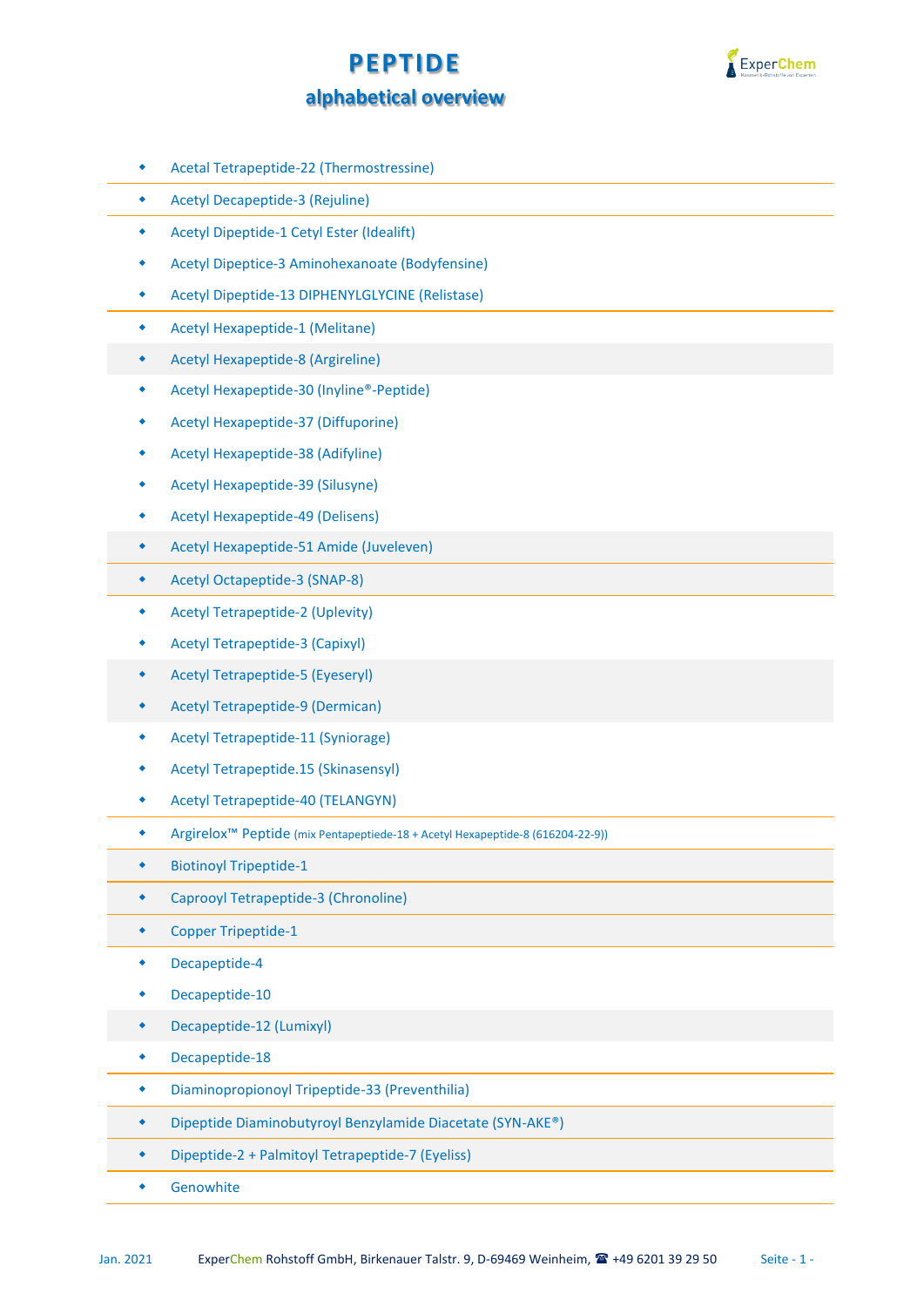# PEPTIDE

## alphabetical overview

- Acetal Tetrapeptide-22 (Thermostressine)
- Acetyl Decapeptide-3 (Rejuline)
- Acetyl Dipeptide-1 Cetyl Ester (Idealift)
- Acetyl Dipeptice-3 Aminohexanoate (Bodyfensine)
- Acetyl Dipeptide-13 DIPHENYLGLYCINE (Relistase)
- Acetyl Hexapeptide-1 (Melitane)
- Acetyl Hexapeptide-8 (Argireline)
- Acetyl Hexapeptide-30 (Inyline®-Peptide)
- Acetyl Hexapeptide-37 (Diffuporine)
- Acetyl Hexapeptide-38 (Adifyline)
- Acetyl Hexapeptide-39 (Silusyne)
- Acetyl Hexapeptide-49 (Delisens)
- Acetyl Hexapeptide-51 Amide (Juveleven)
- Acetyl Octapeptide-3 (SNAP-8)
- Acetyl Tetrapeptide-2 (Uplevity)
- Acetyl Tetrapeptide-3 (Capixyl)
- Acetyl Tetrapeptide-5 (Eyeseryl)
- Acetyl Tetrapeptide-9 (Dermican)
- Acetyl Tetrapeptide-11 (Syniorage)
- Acetyl Tetrapeptide.15 (Skinasensyl)
- Acetyl Tetrapeptide-40 (TELANGYN)
- Argirelox™ Peptide (mix Pentapeptiede-18 + Acetyl Hexapeptide-8 (616204-22-9))
- Biotinoyl Tripeptide-1
- Caprooyl Tetrapeptide-3 (Chronoline)
- Copper Tripeptide-1
- Decapeptide-4
- Decapeptide-10
- Decapeptide-12 (Lumixyl)
- Decapeptide-18
- Diaminopropionoyl Tripeptide-33 (Preventhilia)
- Dipeptide Diaminobutyroyl Benzylamide Diacetate (SYN-AKE®)
- Dipeptide-2 + Palmitoyl Tetrapeptide-7 (Eyeliss)
- Genowhite

Jan. 2021 ExperChem Rohstoff GmbH, Birkenauer Talstr. 9, D-69469 Weinheim, ☎ +49 6201 39 29 50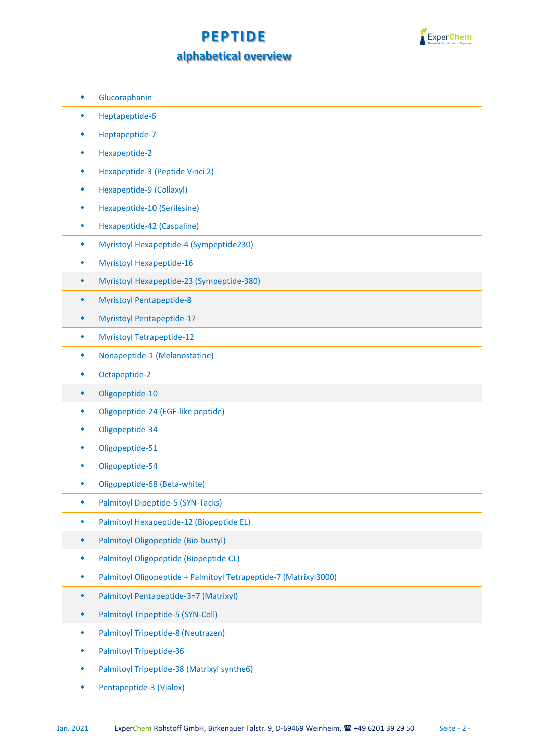# PEPTIDE

## alphabetical overview

- Glucoraphanin
- Heptapeptide-6
- Heptapeptide-7
- Hexapeptide-2
- Hexapeptide-3 (Peptide Vinci 2)
- Hexapeptide-9 (Collaxyl)
- Hexapeptide-10 (Serilesine)
- Hexapeptide-42 (Caspaline)
- Myristoyl Hexapeptide-4 (Sympeptide230)
- Myristoyl Hexapeptide-16
- Myristoyl Hexapeptide-23 (Sympeptide-380)
- Myristoyl Pentapeptide-8
- Myristoyl Pentapeptide-17
- Myristoyl Tetrapeptide-12
- Nonapeptide-1 (Melanostatine)
- Octapeptide-2
- Oligopeptide-10
- Oligopeptide-24 (EGF-like peptide)
- Oligopeptide-34
- Oligopeptide-51
- Oligopeptide-54
- Oligopeptide-68 (Beta-white)
- Palmitoyl Dipeptide-5 (SYN-Tacks)
- Palmitoyl Hexapeptide-12 (Biopeptide EL)
- Palmitoyl Oligopeptide (Bio-bustyl)
- Palmitoyl Oligopeptide (Biopeptide CL)
- Palmitoyl Oligopeptide + Palmitoyl Tetrapeptide-7 (Matrixyl3000)
- Palmitoyl Pentapeptide-3=7 (Matrixyl)
- Palmitoyl Tripeptide-5 (SYN-Coll)
- Palmitoyl Tripeptide-8 (Neutrazen)
- Palmitoyl Tripeptide-36
- Palmitoyl Tripeptide-38 (Matrixyl synthe6)
- Pentapeptide-3 (Vialox)

Jan. 2021 ExperChem Rohstoff GmbH, Birkenauer Talstr. 9, D-69469 Weinheim, ☎ +49 6201 39 29 50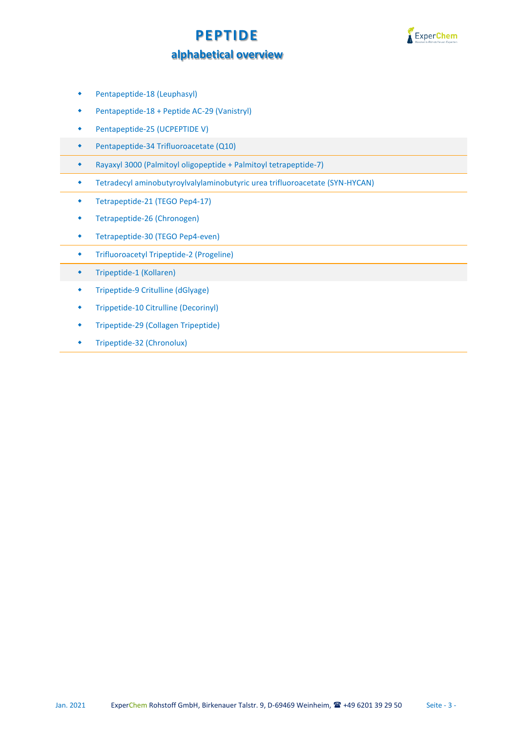# PEPTIDE

## alphabetical overview

- Pentapeptide-18 (Leuphasyl)
- Pentapeptide-18 + Peptide AC-29 (Vanistryl)
- Pentapeptide-25 (UCPEPTIDE V)
- Pentapeptide-34 Trifluoroacetate (Q10)
- Rayaxyl 3000 (Palmitoyl oligopeptide + Palmitoyl tetrapeptide-7)
- Tetradecyl aminobutyroylvalylaminobutyric urea trifluoroacetate (SYN-HYCAN)
- Tetrapeptide-21 (TEGO Pep4-17)
- Tetrapeptide-26 (Chronogen)
- Tetrapeptide-30 (TEGO Pep4-even)
- Trifluoroacetyl Tripeptide-2 (Progeline)
- Tripeptide-1 (Kollaren)
- Tripeptide-9 Critulline (dGlyage)
- Trippetide-10 Citrulline (Decorinyl)
- Tripeptide-29 (Collagen Tripeptide)
- Tripeptide-32 (Chronolux)